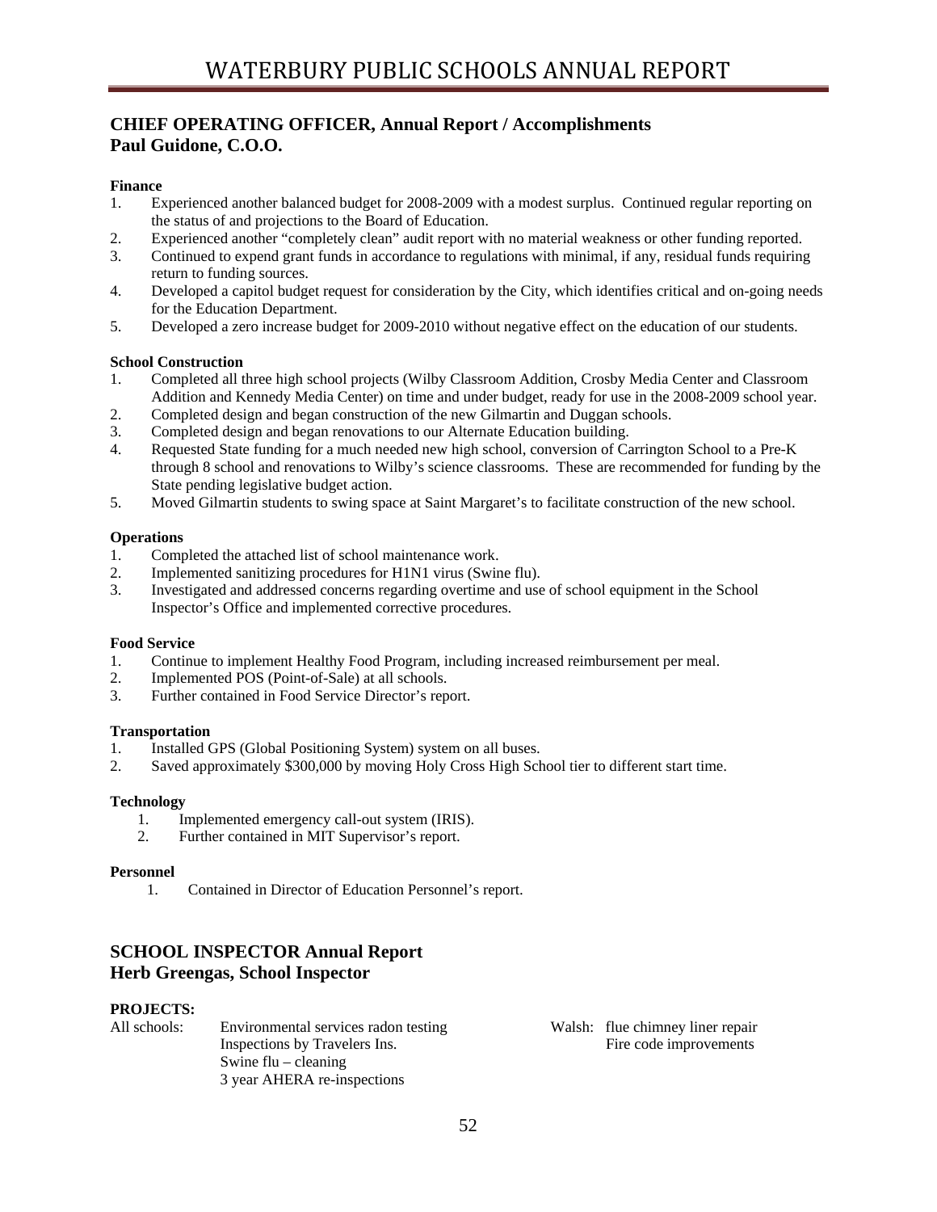## CHIEF OPERATING OFFICER, Annual Report / Accomplishments
## Paul Guidone, C.O.O.

**Finance**

1. Experienced another balanced budget for 2008-2009 with a modest surplus. Continued regular reporting on the status of and projections to the Board of Education.
2. Experienced another "completely clean" audit report with no material weakness or other funding reported.
3. Continued to expend grant funds in accordance to regulations with minimal, if any, residual funds requiring return to funding sources.
4. Developed a capitol budget request for consideration by the City, which identifies critical and on-going needs for the Education Department.
5. Developed a zero increase budget for 2009-2010 without negative effect on the education of our students.

**School Construction**

1. Completed all three high school projects (Wilby Classroom Addition, Crosby Media Center and Classroom Addition and Kennedy Media Center) on time and under budget, ready for use in the 2008-2009 school year.
2. Completed design and began construction of the new Gilmartin and Duggan schools.
3. Completed design and began renovations to our Alternate Education building.
4. Requested State funding for a much needed new high school, conversion of Carrington School to a Pre-K through 8 school and renovations to Wilby's science classrooms. These are recommended for funding by the State pending legislative budget action.
5. Moved Gilmartin students to swing space at Saint Margaret's to facilitate construction of the new school.

**Operations**

1. Completed the attached list of school maintenance work.
2. Implemented sanitizing procedures for H1N1 virus (Swine flu).
3. Investigated and addressed concerns regarding overtime and use of school equipment in the School Inspector's Office and implemented corrective procedures.

**Food Service**

1. Continue to implement Healthy Food Program, including increased reimbursement per meal.
2. Implemented POS (Point-of-Sale) at all schools.
3. Further contained in Food Service Director's report.

**Transportation**

1. Installed GPS (Global Positioning System) system on all buses.
2. Saved approximately $300,000 by moving Holy Cross High School tier to different start time.

**Technology**

1. Implemented emergency call-out system (IRIS).
2. Further contained in MIT Supervisor's report.

**Personnel**

1. Contained in Director of Education Personnel's report.

## SCHOOL INSPECTOR Annual Report
## Herb Greengas, School Inspector

**PROJECTS:**

All schools: Environmental services radon testing
Inspections by Travelers Ins.
Swine flu – cleaning
3 year AHERA re-inspections

Walsh: flue chimney liner repair
Fire code improvements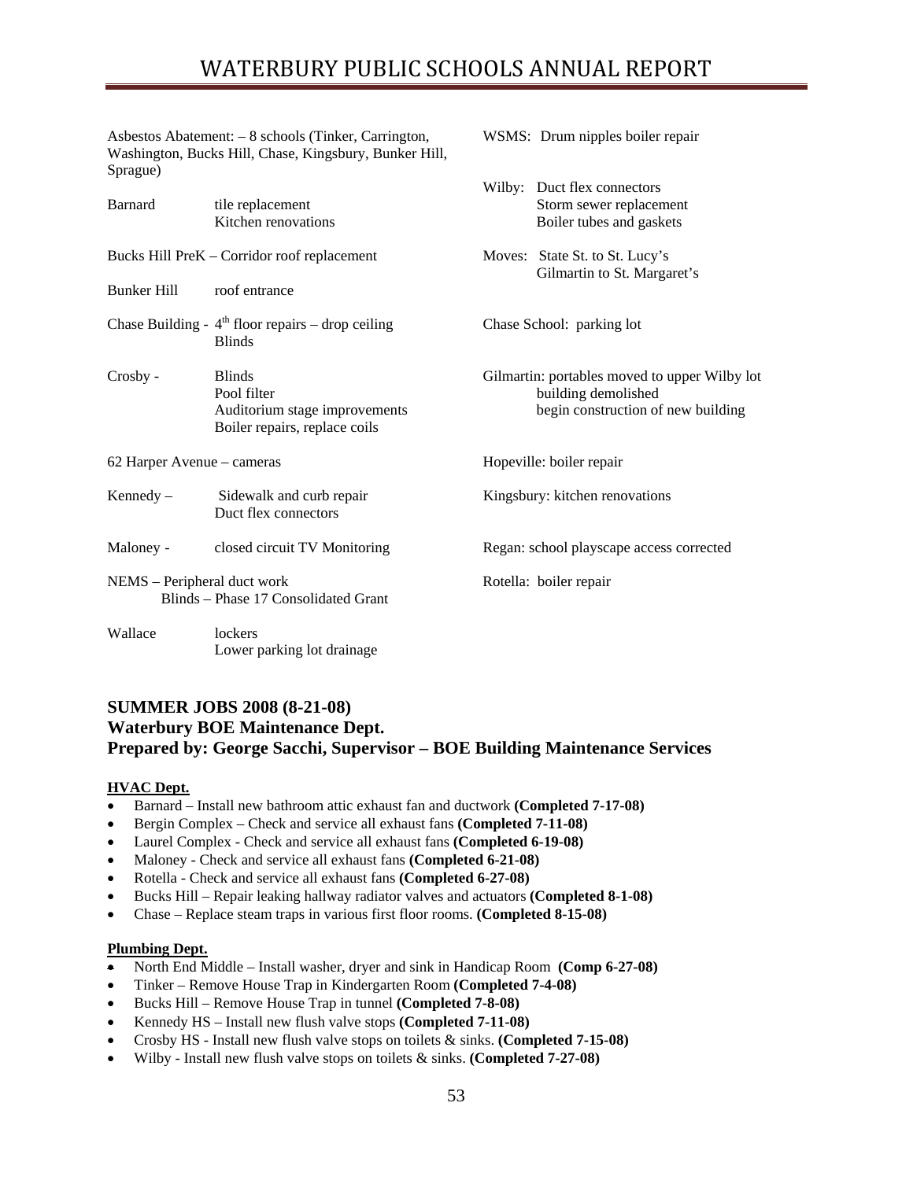Asbestos Abatement: – 8 schools (Tinker, Carrington, Washington, Bucks Hill, Chase, Kingsbury, Bunker Hill, Sprague)

Barnard  tile replacement
 Kitchen renovations

Bucks Hill PreK – Corridor roof replacement

Bunker Hill  roof entrance

Chase Building - 4th floor repairs – drop ceiling
 Blinds

Crosby -  Blinds
 Pool filter
 Auditorium stage improvements
 Boiler repairs, replace coils

62 Harper Avenue – cameras

Kennedy –  Sidewalk and curb repair
 Duct flex connectors

Maloney -  closed circuit TV Monitoring

NEMS – Peripheral duct work
 Blinds – Phase 17 Consolidated Grant

Wallace  lockers
 Lower parking lot drainage

WSMS: Drum nipples boiler repair

Wilby: Duct flex connectors
 Storm sewer replacement
 Boiler tubes and gaskets

Moves: State St. to St. Lucy's
 Gilmartin to St. Margaret's

Chase School: parking lot

Gilmartin: portables moved to upper Wilby lot
 building demolished
 begin construction of new building

Hopeville: boiler repair

Kingsbury: kitchen renovations

Regan: school playscape access corrected

Rotella: boiler repair

### SUMMER JOBS 2008 (8-21-08)
### Waterbury BOE Maintenance Dept.
### Prepared by: George Sacchi, Supervisor – BOE Building Maintenance Services

**HVAC Dept.**

- Barnard – Install new bathroom attic exhaust fan and ductwork **(Completed 7-17-08)**
- Bergin Complex – Check and service all exhaust fans **(Completed 7-11-08)**
- Laurel Complex - Check and service all exhaust fans **(Completed 6-19-08)**
- Maloney - Check and service all exhaust fans **(Completed 6-21-08)**
- Rotella - Check and service all exhaust fans **(Completed 6-27-08)**
- Bucks Hill – Repair leaking hallway radiator valves and actuators **(Completed 8-1-08)**
- Chase – Replace steam traps in various first floor rooms. **(Completed 8-15-08)**

**Plumbing Dept.**

- North End Middle – Install washer, dryer and sink in Handicap Room **(Comp 6-27-08)**
- Tinker – Remove House Trap in Kindergarten Room **(Completed 7-4-08)**
- Bucks Hill – Remove House Trap in tunnel **(Completed 7-8-08)**
- Kennedy HS – Install new flush valve stops **(Completed 7-11-08)**
- Crosby HS - Install new flush valve stops on toilets & sinks. **(Completed 7-15-08)**
- Wilby - Install new flush valve stops on toilets & sinks. **(Completed 7-27-08)**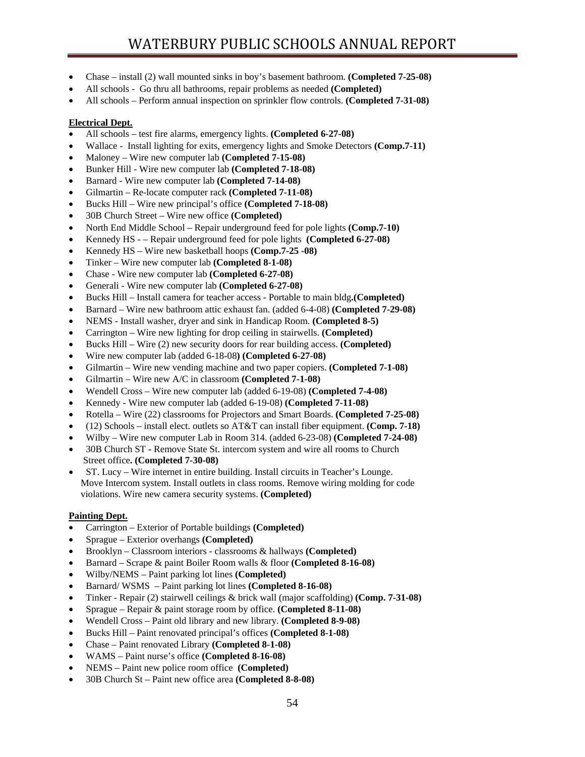- Chase – install (2) wall mounted sinks in boy's basement bathroom. **(Completed 7-25-08)**
- All schools - Go thru all bathrooms, repair problems as needed **(Completed)**
- All schools – Perform annual inspection on sprinkler flow controls. **(Completed 7-31-08)**

**Electrical Dept.**

- All schools – test fire alarms, emergency lights. **(Completed 6-27-08)**
- Wallace - Install lighting for exits, emergency lights and Smoke Detectors **(Comp.7-11)**
- Maloney – Wire new computer lab **(Completed 7-15-08)**
- Bunker Hill - Wire new computer lab **(Completed 7-18-08)**
- Barnard - Wire new computer lab **(Completed 7-14-08)**
- Gilmartin – Re-locate computer rack **(Completed 7-11-08)**
- Bucks Hill – Wire new principal's office **(Completed 7-18-08)**
- 30B Church Street – Wire new office **(Completed)**
- North End Middle School – Repair underground feed for pole lights **(Comp.7-10)**
- Kennedy HS - – Repair underground feed for pole lights **(Completed 6-27-08)**
- Kennedy HS – Wire new basketball hoops **(Comp.7-25 -08)**
- Tinker – Wire new computer lab **(Completed 8-1-08)**
- Chase - Wire new computer lab **(Completed 6-27-08)**
- Generali - Wire new computer lab **(Completed 6-27-08)**
- Bucks Hill – Install camera for teacher access - Portable to main bldg**.(Completed)**
- Barnard – Wire new bathroom attic exhaust fan. (added 6-4-08) **(Completed 7-29-08)**
- NEMS - Install washer, dryer and sink in Handicap Room. **(Completed 8-5)**
- Carrington – Wire new lighting for drop ceiling in stairwells. **(Completed)**
- Bucks Hill – Wire (2) new security doors for rear building access. **(Completed)**
- Wire new computer lab (added 6-18-08**) (Completed 6-27-08)**
- Gilmartin – Wire new vending machine and two paper copiers. **(Completed 7-1-08)**
- Gilmartin – Wire new A/C in classroom **(Completed 7-1-08)**
- Wendell Cross – Wire new computer lab (added 6-19-08) **(Completed 7-4-08)**
- Kennedy - Wire new computer lab (added 6-19-08) **(Completed 7-11-08)**
- Rotella – Wire (22) classrooms for Projectors and Smart Boards. **(Completed 7-25-08)**
- (12) Schools – install elect. outlets so AT&T can install fiber equipment. **(Comp. 7-18)**
- Wilby – Wire new computer Lab in Room 314. (added 6-23-08) **(Completed 7-24-08)**
- 30B Church ST - Remove State St. intercom system and wire all rooms to Church Street office**. (Completed 7-30-08)**
- ST. Lucy – Wire internet in entire building. Install circuits in Teacher's Lounge. Move Intercom system. Install outlets in class rooms. Remove wiring molding for code violations. Wire new camera security systems. **(Completed)**

**Painting Dept.**

- Carrington – Exterior of Portable buildings **(Completed)**
- Sprague – Exterior overhangs **(Completed)**
- Brooklyn – Classroom interiors - classrooms & hallways **(Completed)**
- Barnard – Scrape & paint Boiler Room walls & floor **(Completed 8-16-08)**
- Wilby/NEMS – Paint parking lot lines **(Completed)**
- Barnard/ WSMS – Paint parking lot lines **(Completed 8-16-08)**
- Tinker - Repair (2) stairwell ceilings & brick wall (major scaffolding) **(Comp. 7-31-08)**
- Sprague – Repair & paint storage room by office. **(Completed 8-11-08)**
- Wendell Cross – Paint old library and new library. **(Completed 8-9-08)**
- Bucks Hill – Paint renovated principal's offices **(Completed 8-1-08)**
- Chase – Paint renovated Library **(Completed 8-1-08)**
- WAMS – Paint nurse's office **(Completed 8-16-08)**
- NEMS – Paint new police room office **(Completed)**
- 30B Church St – Paint new office area **(Completed 8-8-08)**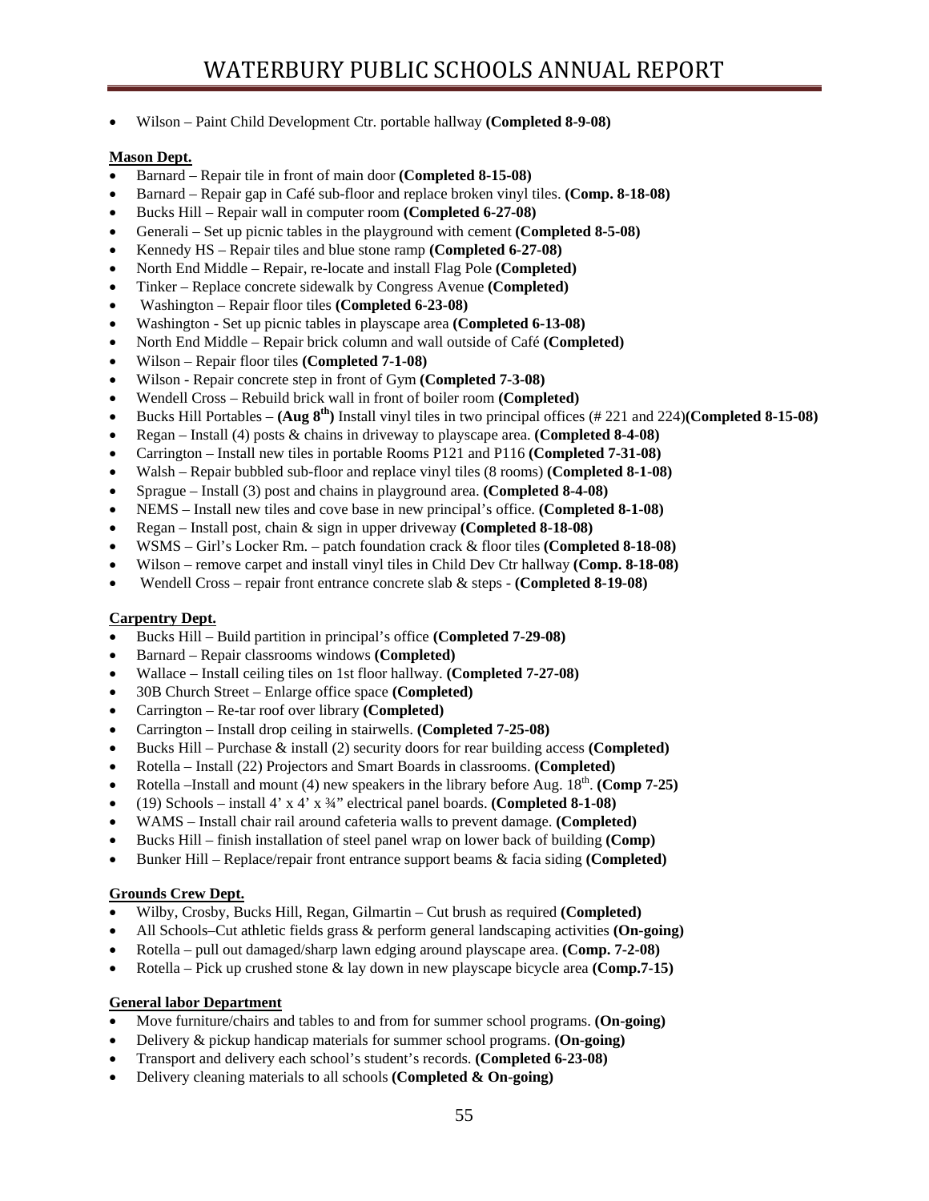- Wilson – Paint Child Development Ctr. portable hallway **(Completed 8-9-08)**

**Mason Dept.**

- Barnard – Repair tile in front of main door **(Completed 8-15-08)**
- Barnard – Repair gap in Café sub-floor and replace broken vinyl tiles. **(Comp. 8-18-08)**
- Bucks Hill – Repair wall in computer room **(Completed 6-27-08)**
- Generali – Set up picnic tables in the playground with cement **(Completed 8-5-08)**
- Kennedy HS – Repair tiles and blue stone ramp **(Completed 6-27-08)**
- North End Middle – Repair, re-locate and install Flag Pole **(Completed)**
- Tinker – Replace concrete sidewalk by Congress Avenue **(Completed)**
- Washington – Repair floor tiles **(Completed 6-23-08)**
- Washington - Set up picnic tables in playscape area **(Completed 6-13-08)**
- North End Middle – Repair brick column and wall outside of Café **(Completed)**
- Wilson – Repair floor tiles **(Completed 7-1-08)**
- Wilson - Repair concrete step in front of Gym **(Completed 7-3-08)**
- Wendell Cross – Rebuild brick wall in front of boiler room **(Completed)**
- Bucks Hill Portables – **(Aug 8th)** Install vinyl tiles in two principal offices (# 221 and 224)**(Completed 8-15-08)**
- Regan – Install (4) posts & chains in driveway to playscape area. **(Completed 8-4-08)**
- Carrington – Install new tiles in portable Rooms P121 and P116 **(Completed 7-31-08)**
- Walsh – Repair bubbled sub-floor and replace vinyl tiles (8 rooms) **(Completed 8-1-08)**
- Sprague – Install (3) post and chains in playground area. **(Completed 8-4-08)**
- NEMS – Install new tiles and cove base in new principal's office. **(Completed 8-1-08)**
- Regan – Install post, chain & sign in upper driveway **(Completed 8-18-08)**
- WSMS – Girl's Locker Rm. – patch foundation crack & floor tiles **(Completed 8-18-08)**
- Wilson – remove carpet and install vinyl tiles in Child Dev Ctr hallway **(Comp. 8-18-08)**
- Wendell Cross – repair front entrance concrete slab & steps - **(Completed 8-19-08)**

**Carpentry Dept.**

- Bucks Hill – Build partition in principal's office **(Completed 7-29-08)**
- Barnard – Repair classrooms windows **(Completed)**
- Wallace – Install ceiling tiles on 1st floor hallway. **(Completed 7-27-08)**
- 30B Church Street – Enlarge office space **(Completed)**
- Carrington – Re-tar roof over library **(Completed)**
- Carrington – Install drop ceiling in stairwells. **(Completed 7-25-08)**
- Bucks Hill – Purchase & install (2) security doors for rear building access **(Completed)**
- Rotella – Install (22) Projectors and Smart Boards in classrooms. **(Completed)**
- Rotella –Install and mount (4) new speakers in the library before Aug. 18th. **(Comp 7-25)**
- (19) Schools – install 4' x 4' x ¾" electrical panel boards. **(Completed 8-1-08)**
- WAMS – Install chair rail around cafeteria walls to prevent damage. **(Completed)**
- Bucks Hill – finish installation of steel panel wrap on lower back of building **(Comp)**
- Bunker Hill – Replace/repair front entrance support beams & facia siding **(Completed)**

**Grounds Crew Dept.**

- Wilby, Crosby, Bucks Hill, Regan, Gilmartin – Cut brush as required **(Completed)**
- All Schools–Cut athletic fields grass & perform general landscaping activities **(On-going)**
- Rotella – pull out damaged/sharp lawn edging around playscape area. **(Comp. 7-2-08)**
- Rotella – Pick up crushed stone & lay down in new playscape bicycle area **(Comp.7-15)**

**General labor Department**

- Move furniture/chairs and tables to and from for summer school programs. **(On-going)**
- Delivery & pickup handicap materials for summer school programs. **(On-going)**
- Transport and delivery each school's student's records. **(Completed 6-23-08)**
- Delivery cleaning materials to all schools **(Completed & On-going)**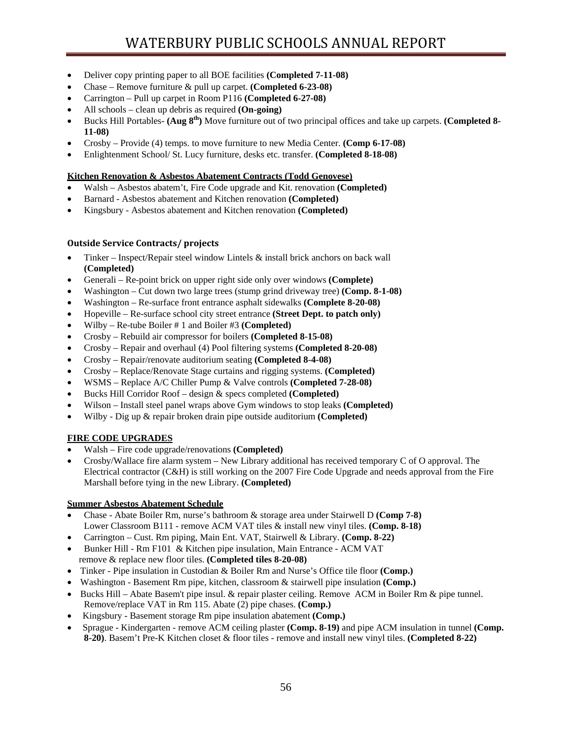- Deliver copy printing paper to all BOE facilities **(Completed 7-11-08)**
- Chase – Remove furniture & pull up carpet. **(Completed 6-23-08)**
- Carrington – Pull up carpet in Room P116 **(Completed 6-27-08)**
- All schools – clean up debris as required **(On-going)**
- Bucks Hill Portables- **(Aug 8th)** Move furniture out of two principal offices and take up carpets. **(Completed 8-11-08)**
- Crosby – Provide (4) temps. to move furniture to new Media Center. **(Comp 6-17-08)**
- Enlightenment School/ St. Lucy furniture, desks etc. transfer. **(Completed 8-18-08)**

**Kitchen Renovation & Asbestos Abatement Contracts (Todd Genovese)**

- Walsh – Asbestos abatem't, Fire Code upgrade and Kit. renovation **(Completed)**
- Barnard - Asbestos abatement and Kitchen renovation **(Completed)**
- Kingsbury - Asbestos abatement and Kitchen renovation **(Completed)**

### Outside Service Contracts/ projects

- Tinker – Inspect/Repair steel window Lintels & install brick anchors on back wall **(Completed)**
- Generali – Re-point brick on upper right side only over windows **(Complete)**
- Washington – Cut down two large trees (stump grind driveway tree) **(Comp. 8-1-08)**
- Washington – Re-surface front entrance asphalt sidewalks **(Complete 8-20-08)**
- Hopeville – Re-surface school city street entrance **(Street Dept. to patch only)**
- Wilby – Re-tube Boiler # 1 and Boiler #3 **(Completed)**
- Crosby – Rebuild air compressor for boilers **(Completed 8-15-08)**
- Crosby – Repair and overhaul (4) Pool filtering systems **(Completed 8-20-08)**
- Crosby – Repair/renovate auditorium seating **(Completed 8-4-08)**
- Crosby – Replace/Renovate Stage curtains and rigging systems. **(Completed)**
- WSMS – Replace A/C Chiller Pump & Valve controls **(Completed 7-28-08)**
- Bucks Hill Corridor Roof – design & specs completed **(Completed)**
- Wilson – Install steel panel wraps above Gym windows to stop leaks **(Completed)**
- Wilby - Dig up & repair broken drain pipe outside auditorium **(Completed)**

**FIRE CODE UPGRADES**

- Walsh – Fire code upgrade/renovations **(Completed)**
- Crosby/Wallace fire alarm system – New Library additional has received temporary C of O approval. The Electrical contractor (C&H) is still working on the 2007 Fire Code Upgrade and needs approval from the Fire Marshall before tying in the new Library. **(Completed)**

**Summer Asbestos Abatement Schedule**

- Chase - Abate Boiler Rm, nurse's bathroom & storage area under Stairwell D **(Comp 7-8)** Lower Classroom B111 - remove ACM VAT tiles & install new vinyl tiles. **(Comp. 8-18)**
- Carrington – Cust. Rm piping, Main Ent. VAT, Stairwell & Library. **(Comp. 8-22)**
- Bunker Hill - Rm F101 & Kitchen pipe insulation, Main Entrance - ACM VAT remove & replace new floor tiles. **(Completed tiles 8-20-08)**
- Tinker - Pipe insulation in Custodian & Boiler Rm and Nurse's Office tile floor **(Comp.)**
- Washington - Basement Rm pipe, kitchen, classroom & stairwell pipe insulation **(Comp.)**
- Bucks Hill – Abate Basem't pipe insul. & repair plaster ceiling. Remove ACM in Boiler Rm & pipe tunnel. Remove/replace VAT in Rm 115. Abate (2) pipe chases. **(Comp.)**
- Kingsbury - Basement storage Rm pipe insulation abatement **(Comp.)**
- Sprague - Kindergarten - remove ACM ceiling plaster **(Comp. 8-19)** and pipe ACM insulation in tunnel **(Comp. 8-20)**. Basem't Pre-K Kitchen closet & floor tiles - remove and install new vinyl tiles. **(Completed 8-22)**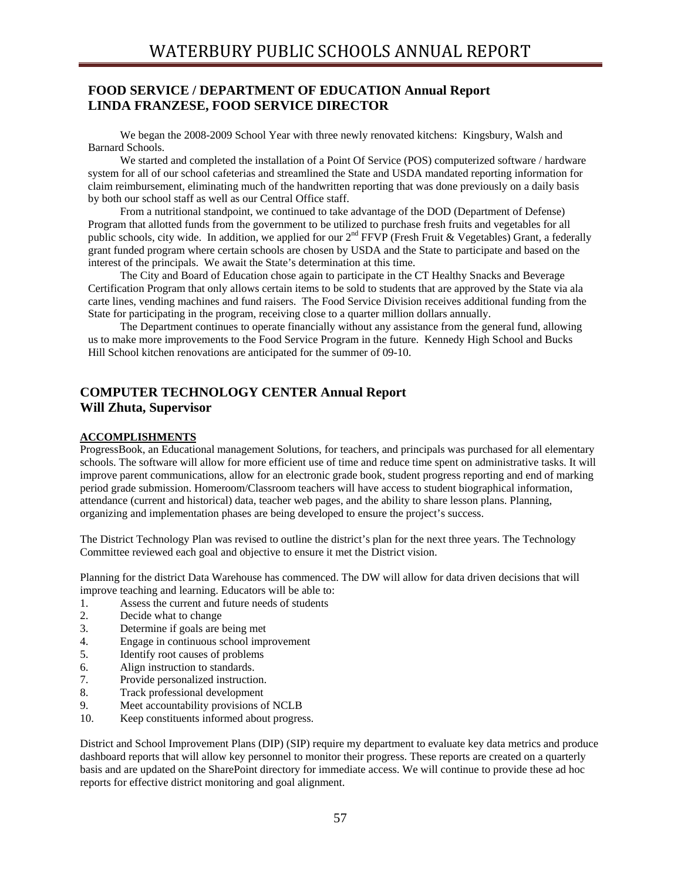## FOOD SERVICE / DEPARTMENT OF EDUCATION Annual Report
## LINDA FRANZESE, FOOD SERVICE DIRECTOR

We began the 2008-2009 School Year with three newly renovated kitchens: Kingsbury, Walsh and Barnard Schools.

We started and completed the installation of a Point Of Service (POS) computerized software / hardware system for all of our school cafeterias and streamlined the State and USDA mandated reporting information for claim reimbursement, eliminating much of the handwritten reporting that was done previously on a daily basis by both our school staff as well as our Central Office staff.

From a nutritional standpoint, we continued to take advantage of the DOD (Department of Defense) Program that allotted funds from the government to be utilized to purchase fresh fruits and vegetables for all public schools, city wide. In addition, we applied for our 2nd FFVP (Fresh Fruit & Vegetables) Grant, a federally grant funded program where certain schools are chosen by USDA and the State to participate and based on the interest of the principals. We await the State's determination at this time.

The City and Board of Education chose again to participate in the CT Healthy Snacks and Beverage Certification Program that only allows certain items to be sold to students that are approved by the State via ala carte lines, vending machines and fund raisers. The Food Service Division receives additional funding from the State for participating in the program, receiving close to a quarter million dollars annually.

The Department continues to operate financially without any assistance from the general fund, allowing us to make more improvements to the Food Service Program in the future. Kennedy High School and Bucks Hill School kitchen renovations are anticipated for the summer of 09-10.

## COMPUTER TECHNOLOGY CENTER Annual Report
## Will Zhuta, Supervisor

**ACCOMPLISHMENTS**

ProgressBook, an Educational management Solutions, for teachers, and principals was purchased for all elementary schools. The software will allow for more efficient use of time and reduce time spent on administrative tasks. It will improve parent communications, allow for an electronic grade book, student progress reporting and end of marking period grade submission. Homeroom/Classroom teachers will have access to student biographical information, attendance (current and historical) data, teacher web pages, and the ability to share lesson plans. Planning, organizing and implementation phases are being developed to ensure the project's success.

The District Technology Plan was revised to outline the district's plan for the next three years. The Technology Committee reviewed each goal and objective to ensure it met the District vision.

Planning for the district Data Warehouse has commenced. The DW will allow for data driven decisions that will improve teaching and learning. Educators will be able to:

1. Assess the current and future needs of students
2. Decide what to change
3. Determine if goals are being met
4. Engage in continuous school improvement
5. Identify root causes of problems
6. Align instruction to standards.
7. Provide personalized instruction.
8. Track professional development
9. Meet accountability provisions of NCLB
10. Keep constituents informed about progress.

District and School Improvement Plans (DIP) (SIP) require my department to evaluate key data metrics and produce dashboard reports that will allow key personnel to monitor their progress. These reports are created on a quarterly basis and are updated on the SharePoint directory for immediate access. We will continue to provide these ad hoc reports for effective district monitoring and goal alignment.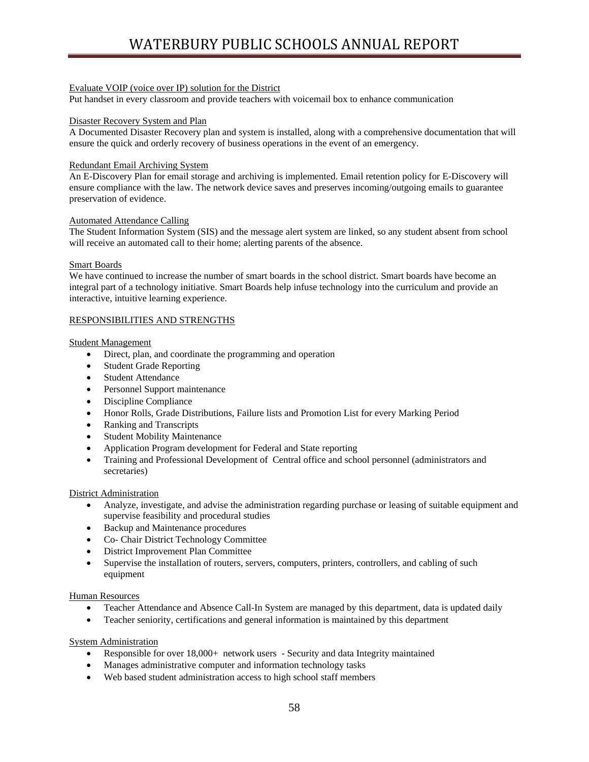Evaluate VOIP (voice over IP) solution for the District
Put handset in every classroom and provide teachers with voicemail box to enhance communication

Disaster Recovery System and Plan
A Documented Disaster Recovery plan and system is installed, along with a comprehensive documentation that will ensure the quick and orderly recovery of business operations in the event of an emergency.

Redundant Email Archiving System
An E-Discovery Plan for email storage and archiving is implemented. Email retention policy for E-Discovery will ensure compliance with the law. The network device saves and preserves incoming/outgoing emails to guarantee preservation of evidence.

Automated Attendance Calling
The Student Information System (SIS) and the message alert system are linked, so any student absent from school will receive an automated call to their home; alerting parents of the absence.

Smart Boards
We have continued to increase the number of smart boards in the school district. Smart boards have become an integral part of a technology initiative. Smart Boards help infuse technology into the curriculum and provide an interactive, intuitive learning experience.

## RESPONSIBILITIES AND STRENGTHS

### Student Management

- Direct, plan, and coordinate the programming and operation
- Student Grade Reporting
- Student Attendance
- Personnel Support maintenance
- Discipline Compliance
- Honor Rolls, Grade Distributions, Failure lists and Promotion List for every Marking Period
- Ranking and Transcripts
- Student Mobility Maintenance
- Application Program development for Federal and State reporting
- Training and Professional Development of Central office and school personnel (administrators and secretaries)

### District Administration

- Analyze, investigate, and advise the administration regarding purchase or leasing of suitable equipment and supervise feasibility and procedural studies
- Backup and Maintenance procedures
- Co- Chair District Technology Committee
- District Improvement Plan Committee
- Supervise the installation of routers, servers, computers, printers, controllers, and cabling of such equipment

### Human Resources

- Teacher Attendance and Absence Call-In System are managed by this department, data is updated daily
- Teacher seniority, certifications and general information is maintained by this department

### System Administration

- Responsible for over 18,000+ network users - Security and data Integrity maintained
- Manages administrative computer and information technology tasks
- Web based student administration access to high school staff members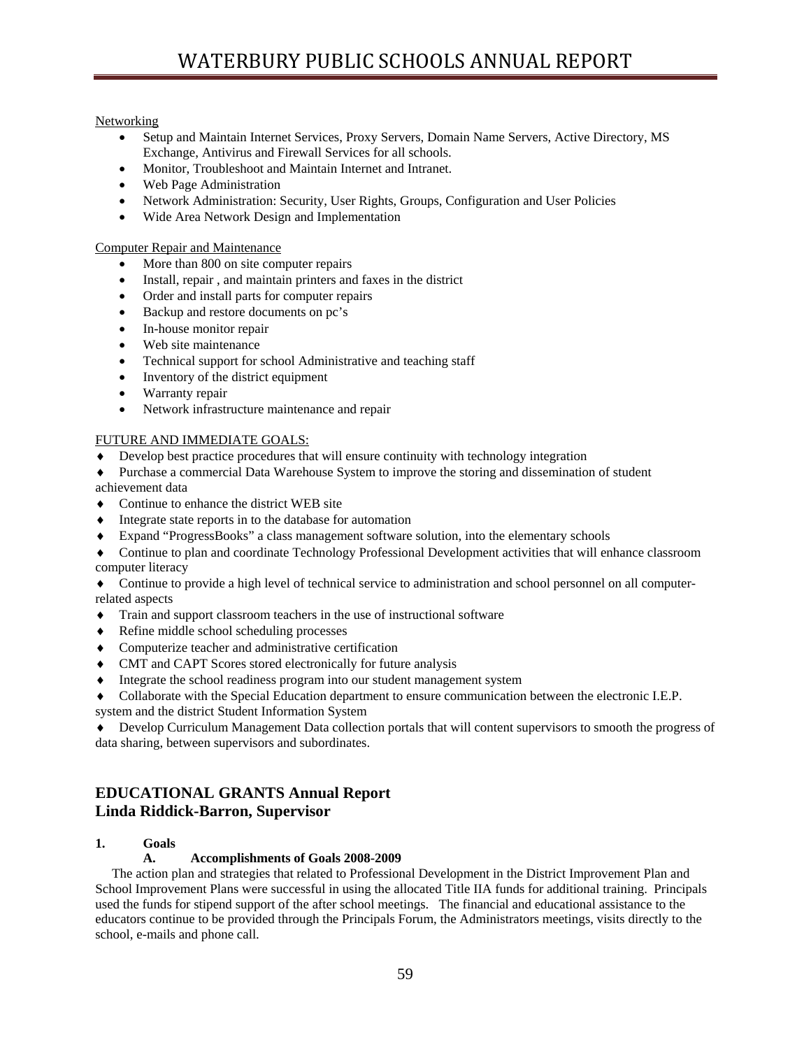Networking

- Setup and Maintain Internet Services, Proxy Servers, Domain Name Servers, Active Directory, MS Exchange, Antivirus and Firewall Services for all schools.
- Monitor, Troubleshoot and Maintain Internet and Intranet.
- Web Page Administration
- Network Administration: Security, User Rights, Groups, Configuration and User Policies
- Wide Area Network Design and Implementation

Computer Repair and Maintenance

- More than 800 on site computer repairs
- Install, repair , and maintain printers and faxes in the district
- Order and install parts for computer repairs
- Backup and restore documents on pc's
- In-house monitor repair
- Web site maintenance
- Technical support for school Administrative and teaching staff
- Inventory of the district equipment
- Warranty repair
- Network infrastructure maintenance and repair

FUTURE AND IMMEDIATE GOALS:

- Develop best practice procedures that will ensure continuity with technology integration
- Purchase a commercial Data Warehouse System to improve the storing and dissemination of student achievement data
- Continue to enhance the district WEB site
- Integrate state reports in to the database for automation
- Expand "ProgressBooks" a class management software solution, into the elementary schools
- Continue to plan and coordinate Technology Professional Development activities that will enhance classroom computer literacy
- Continue to provide a high level of technical service to administration and school personnel on all computer-related aspects
- Train and support classroom teachers in the use of instructional software
- Refine middle school scheduling processes
- Computerize teacher and administrative certification
- CMT and CAPT Scores stored electronically for future analysis
- Integrate the school readiness program into our student management system
- Collaborate with the Special Education department to ensure communication between the electronic I.E.P. system and the district Student Information System
- Develop Curriculum Management Data collection portals that will content supervisors to smooth the progress of data sharing, between supervisors and subordinates.

## EDUCATIONAL GRANTS Annual Report
## Linda Riddick-Barron, Supervisor

**1. Goals**

**A. Accomplishments of Goals 2008-2009**

The action plan and strategies that related to Professional Development in the District Improvement Plan and School Improvement Plans were successful in using the allocated Title IIA funds for additional training. Principals used the funds for stipend support of the after school meetings. The financial and educational assistance to the educators continue to be provided through the Principals Forum, the Administrators meetings, visits directly to the school, e-mails and phone call.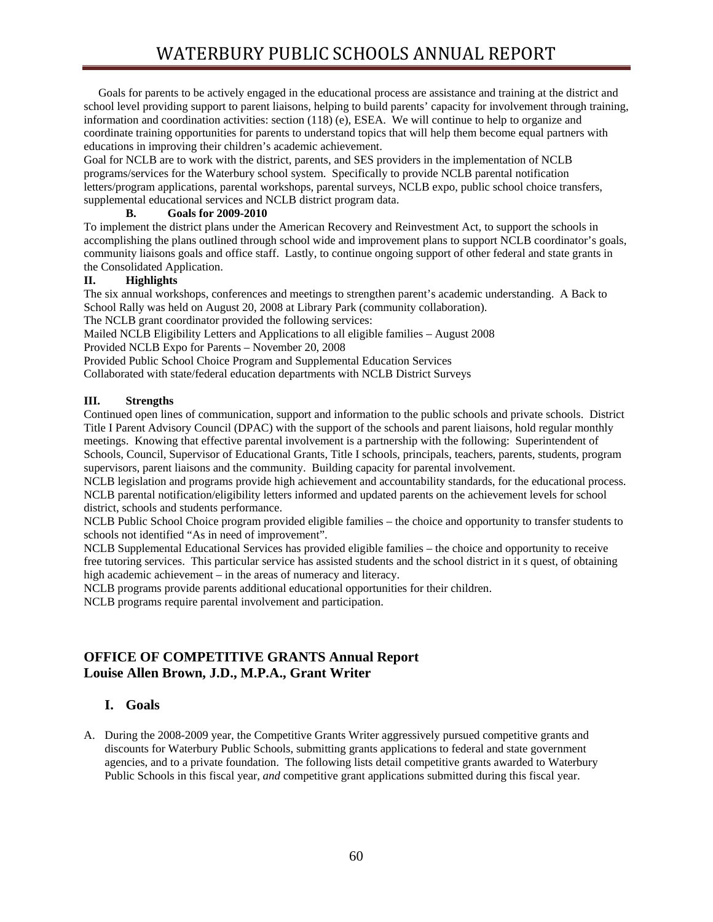Goals for parents to be actively engaged in the educational process are assistance and training at the district and school level providing support to parent liaisons, helping to build parents' capacity for involvement through training, information and coordination activities: section (118) (e), ESEA. We will continue to help to organize and coordinate training opportunities for parents to understand topics that will help them become equal partners with educations in improving their children's academic achievement.

Goal for NCLB are to work with the district, parents, and SES providers in the implementation of NCLB programs/services for the Waterbury school system. Specifically to provide NCLB parental notification letters/program applications, parental workshops, parental surveys, NCLB expo, public school choice transfers, supplemental educational services and NCLB district program data.

**B. Goals for 2009-2010**

To implement the district plans under the American Recovery and Reinvestment Act, to support the schools in accomplishing the plans outlined through school wide and improvement plans to support NCLB coordinator's goals, community liaisons goals and office staff. Lastly, to continue ongoing support of other federal and state grants in the Consolidated Application.

**II. Highlights**

The six annual workshops, conferences and meetings to strengthen parent's academic understanding. A Back to School Rally was held on August 20, 2008 at Library Park (community collaboration).

The NCLB grant coordinator provided the following services:

Mailed NCLB Eligibility Letters and Applications to all eligible families – August 2008

Provided NCLB Expo for Parents – November 20, 2008

Provided Public School Choice Program and Supplemental Education Services

Collaborated with state/federal education departments with NCLB District Surveys

**III. Strengths**

Continued open lines of communication, support and information to the public schools and private schools. District Title I Parent Advisory Council (DPAC) with the support of the schools and parent liaisons, hold regular monthly meetings. Knowing that effective parental involvement is a partnership with the following: Superintendent of Schools, Council, Supervisor of Educational Grants, Title I schools, principals, teachers, parents, students, program supervisors, parent liaisons and the community. Building capacity for parental involvement.

NCLB legislation and programs provide high achievement and accountability standards, for the educational process.

NCLB parental notification/eligibility letters informed and updated parents on the achievement levels for school district, schools and students performance.

NCLB Public School Choice program provided eligible families – the choice and opportunity to transfer students to schools not identified "As in need of improvement".

NCLB Supplemental Educational Services has provided eligible families – the choice and opportunity to receive free tutoring services. This particular service has assisted students and the school district in it s quest, of obtaining high academic achievement – in the areas of numeracy and literacy.

NCLB programs provide parents additional educational opportunities for their children.

NCLB programs require parental involvement and participation.

## OFFICE OF COMPETITIVE GRANTS Annual Report
## Louise Allen Brown, J.D., M.P.A., Grant Writer

### I. Goals

A. During the 2008-2009 year, the Competitive Grants Writer aggressively pursued competitive grants and discounts for Waterbury Public Schools, submitting grants applications to federal and state government agencies, and to a private foundation. The following lists detail competitive grants awarded to Waterbury Public Schools in this fiscal year, *and* competitive grant applications submitted during this fiscal year.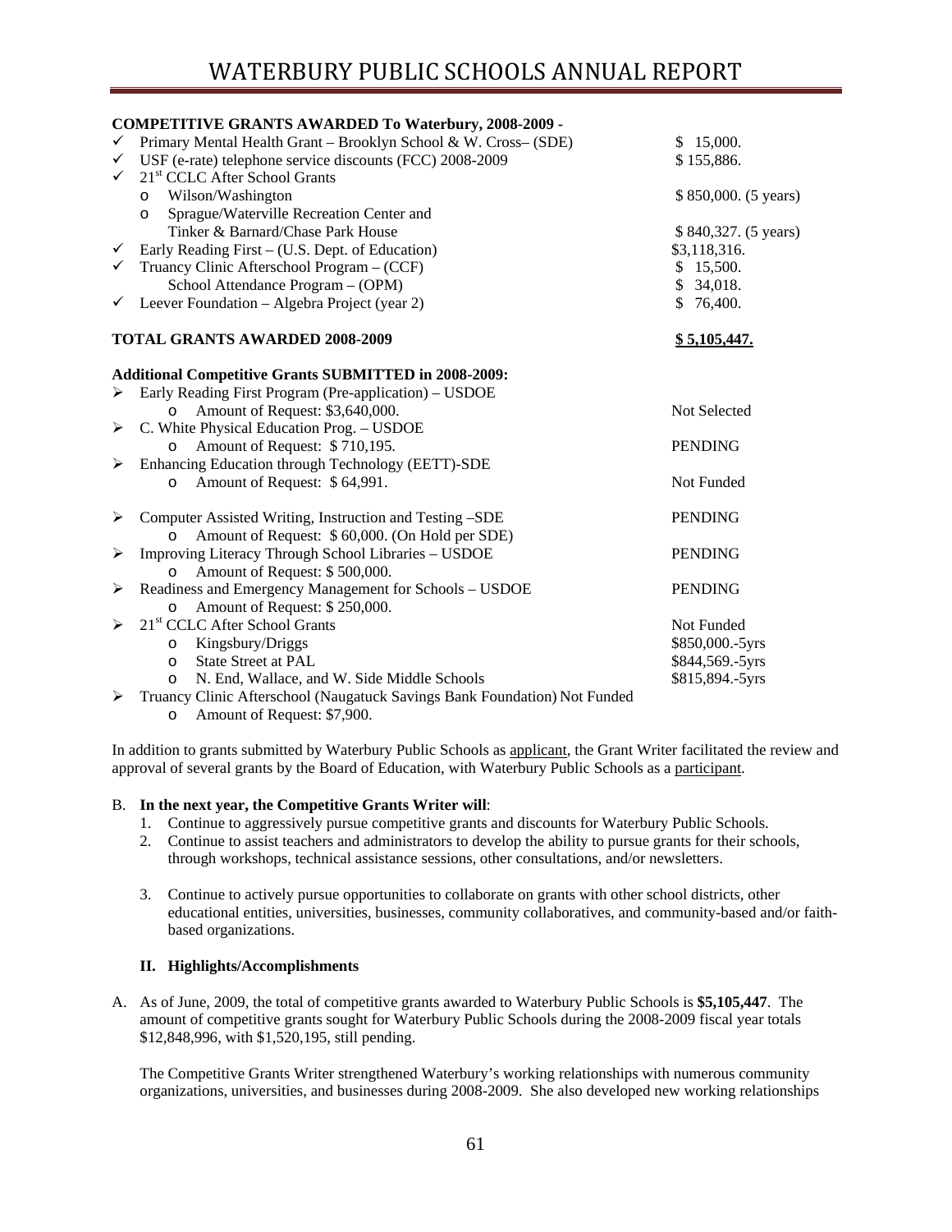**COMPETITIVE GRANTS AWARDED To Waterbury, 2008-2009 -**

- ✓ Primary Mental Health Grant – Brooklyn School & W. Cross– (SDE) — $ 15,000.
- ✓ USF (e-rate) telephone service discounts (FCC) 2008-2009 — $ 155,886.
- ✓ 21st CCLC After School Grants
  - Wilson/Washington — $ 850,000. (5 years)
  - Sprague/Waterville Recreation Center and Tinker & Barnard/Chase Park House — $ 840,327. (5 years)
- ✓ Early Reading First – (U.S. Dept. of Education) — $3,118,316.
- ✓ Truancy Clinic Afterschool Program – (CCF) — $ 15,500.
  - School Attendance Program – (OPM) — $ 34,018.
- ✓ Leever Foundation – Algebra Project (year 2) — $ 76,400.

**TOTAL GRANTS AWARDED 2008-2009** — **<u>$ 5,105,447.</u>**

**Additional Competitive Grants SUBMITTED in 2008-2009:**

- ➢ Early Reading First Program (Pre-application) – USDOE
  - Amount of Request: $3,640,000. — Not Selected
- ➢ C. White Physical Education Prog. – USDOE
  - Amount of Request: $ 710,195. — PENDING
- ➢ Enhancing Education through Technology (EETT)-SDE
  - Amount of Request: $ 64,991. — Not Funded
- ➢ Computer Assisted Writing, Instruction and Testing –SDE — PENDING
  - Amount of Request: $ 60,000. (On Hold per SDE)
- ➢ Improving Literacy Through School Libraries – USDOE — PENDING
  - Amount of Request: $ 500,000.
- ➢ Readiness and Emergency Management for Schools – USDOE — PENDING
  - Amount of Request: $ 250,000.
- ➢ 21st CCLC After School Grants — Not Funded
  - Kingsbury/Driggs — $850,000.-5yrs
  - State Street at PAL — $844,569.-5yrs
  - N. End, Wallace, and W. Side Middle Schools — $815,894.-5yrs
- ➢ Truancy Clinic Afterschool (Naugatuck Savings Bank Foundation) Not Funded
  - Amount of Request: $7,900.

In addition to grants submitted by Waterbury Public Schools as <u>applicant</u>, the Grant Writer facilitated the review and approval of several grants by the Board of Education, with Waterbury Public Schools as a <u>participant</u>.

B. **In the next year, the Competitive Grants Writer will**:

1. Continue to aggressively pursue competitive grants and discounts for Waterbury Public Schools.
2. Continue to assist teachers and administrators to develop the ability to pursue grants for their schools, through workshops, technical assistance sessions, other consultations, and/or newsletters.
3. Continue to actively pursue opportunities to collaborate on grants with other school districts, other educational entities, universities, businesses, community collaboratives, and community-based and/or faith-based organizations.

### II. Highlights/Accomplishments

A. As of June, 2009, the total of competitive grants awarded to Waterbury Public Schools is **$5,105,447**. The amount of competitive grants sought for Waterbury Public Schools during the 2008-2009 fiscal year totals $12,848,996, with $1,520,195, still pending.

The Competitive Grants Writer strengthened Waterbury's working relationships with numerous community organizations, universities, and businesses during 2008-2009. She also developed new working relationships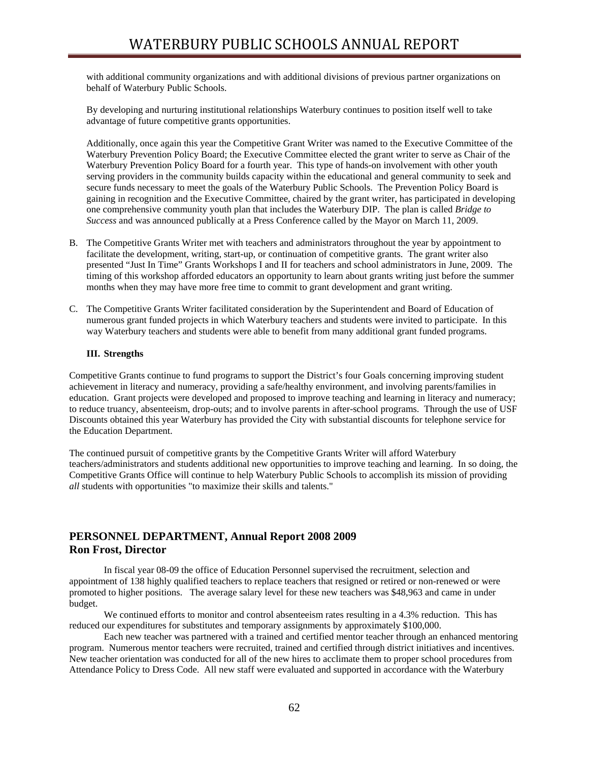with additional community organizations and with additional divisions of previous partner organizations on behalf of Waterbury Public Schools.

By developing and nurturing institutional relationships Waterbury continues to position itself well to take advantage of future competitive grants opportunities.

Additionally, once again this year the Competitive Grant Writer was named to the Executive Committee of the Waterbury Prevention Policy Board; the Executive Committee elected the grant writer to serve as Chair of the Waterbury Prevention Policy Board for a fourth year. This type of hands-on involvement with other youth serving providers in the community builds capacity within the educational and general community to seek and secure funds necessary to meet the goals of the Waterbury Public Schools. The Prevention Policy Board is gaining in recognition and the Executive Committee, chaired by the grant writer, has participated in developing one comprehensive community youth plan that includes the Waterbury DIP. The plan is called *Bridge to Success* and was announced publically at a Press Conference called by the Mayor on March 11, 2009.

B. The Competitive Grants Writer met with teachers and administrators throughout the year by appointment to facilitate the development, writing, start-up, or continuation of competitive grants. The grant writer also presented "Just In Time" Grants Workshops I and II for teachers and school administrators in June, 2009. The timing of this workshop afforded educators an opportunity to learn about grants writing just before the summer months when they may have more free time to commit to grant development and grant writing.

C. The Competitive Grants Writer facilitated consideration by the Superintendent and Board of Education of numerous grant funded projects in which Waterbury teachers and students were invited to participate. In this way Waterbury teachers and students were able to benefit from many additional grant funded programs.

**III. Strengths**

Competitive Grants continue to fund programs to support the District's four Goals concerning improving student achievement in literacy and numeracy, providing a safe/healthy environment, and involving parents/families in education. Grant projects were developed and proposed to improve teaching and learning in literacy and numeracy; to reduce truancy, absenteeism, drop-outs; and to involve parents in after-school programs. Through the use of USF Discounts obtained this year Waterbury has provided the City with substantial discounts for telephone service for the Education Department.

The continued pursuit of competitive grants by the Competitive Grants Writer will afford Waterbury teachers/administrators and students additional new opportunities to improve teaching and learning. In so doing, the Competitive Grants Office will continue to help Waterbury Public Schools to accomplish its mission of providing *all* students with opportunities "to maximize their skills and talents."

## PERSONNEL DEPARTMENT, Annual Report 2008 2009
## Ron Frost, Director

In fiscal year 08-09 the office of Education Personnel supervised the recruitment, selection and appointment of 138 highly qualified teachers to replace teachers that resigned or retired or non-renewed or were promoted to higher positions. The average salary level for these new teachers was $48,963 and came in under budget.

We continued efforts to monitor and control absenteeism rates resulting in a 4.3% reduction. This has reduced our expenditures for substitutes and temporary assignments by approximately $100,000.

Each new teacher was partnered with a trained and certified mentor teacher through an enhanced mentoring program. Numerous mentor teachers were recruited, trained and certified through district initiatives and incentives. New teacher orientation was conducted for all of the new hires to acclimate them to proper school procedures from Attendance Policy to Dress Code. All new staff were evaluated and supported in accordance with the Waterbury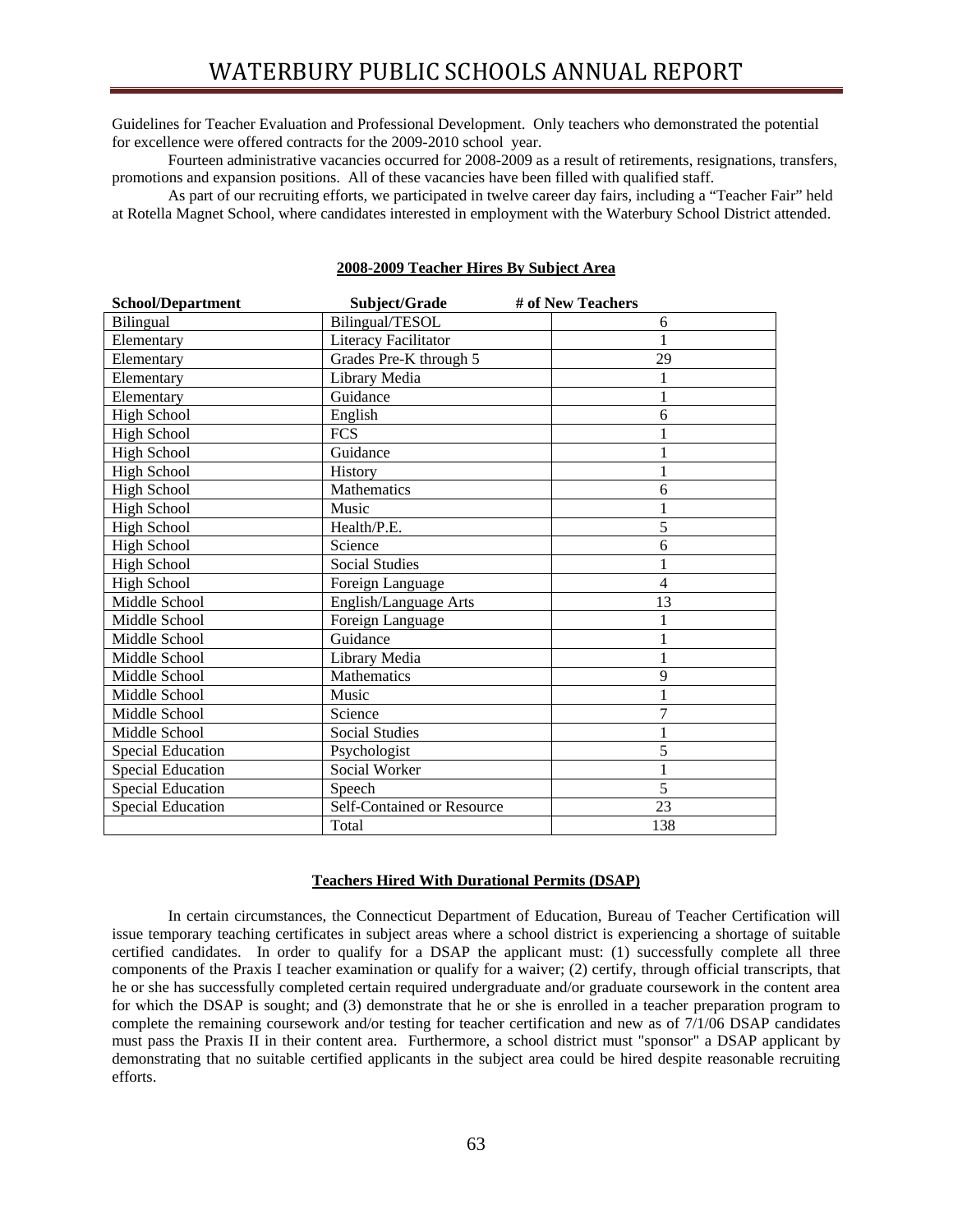Guidelines for Teacher Evaluation and Professional Development. Only teachers who demonstrated the potential for excellence were offered contracts for the 2009-2010 school year.

Fourteen administrative vacancies occurred for 2008-2009 as a result of retirements, resignations, transfers, promotions and expansion positions. All of these vacancies have been filled with qualified staff.

As part of our recruiting efforts, we participated in twelve career day fairs, including a "Teacher Fair" held at Rotella Magnet School, where candidates interested in employment with the Waterbury School District attended.

**2008-2009 Teacher Hires By Subject Area**

| School/Department | Subject/Grade | # of New Teachers |
|---|---|---|
| Bilingual | Bilingual/TESOL | 6 |
| Elementary | Literacy Facilitator | 1 |
| Elementary | Grades Pre-K through 5 | 29 |
| Elementary | Library Media | 1 |
| Elementary | Guidance | 1 |
| High School | English | 6 |
| High School | FCS | 1 |
| High School | Guidance | 1 |
| High School | History | 1 |
| High School | Mathematics | 6 |
| High School | Music | 1 |
| High School | Health/P.E. | 5 |
| High School | Science | 6 |
| High School | Social Studies | 1 |
| High School | Foreign Language | 4 |
| Middle School | English/Language Arts | 13 |
| Middle School | Foreign Language | 1 |
| Middle School | Guidance | 1 |
| Middle School | Library Media | 1 |
| Middle School | Mathematics | 9 |
| Middle School | Music | 1 |
| Middle School | Science | 7 |
| Middle School | Social Studies | 1 |
| Special Education | Psychologist | 5 |
| Special Education | Social Worker | 1 |
| Special Education | Speech | 5 |
| Special Education | Self-Contained or Resource | 23 |
| | Total | 138 |

**Teachers Hired With Durational Permits (DSAP)**

In certain circumstances, the Connecticut Department of Education, Bureau of Teacher Certification will issue temporary teaching certificates in subject areas where a school district is experiencing a shortage of suitable certified candidates. In order to qualify for a DSAP the applicant must: (1) successfully complete all three components of the Praxis I teacher examination or qualify for a waiver; (2) certify, through official transcripts, that he or she has successfully completed certain required undergraduate and/or graduate coursework in the content area for which the DSAP is sought; and (3) demonstrate that he or she is enrolled in a teacher preparation program to complete the remaining coursework and/or testing for teacher certification and new as of 7/1/06 DSAP candidates must pass the Praxis II in their content area. Furthermore, a school district must "sponsor" a DSAP applicant by demonstrating that no suitable certified applicants in the subject area could be hired despite reasonable recruiting efforts.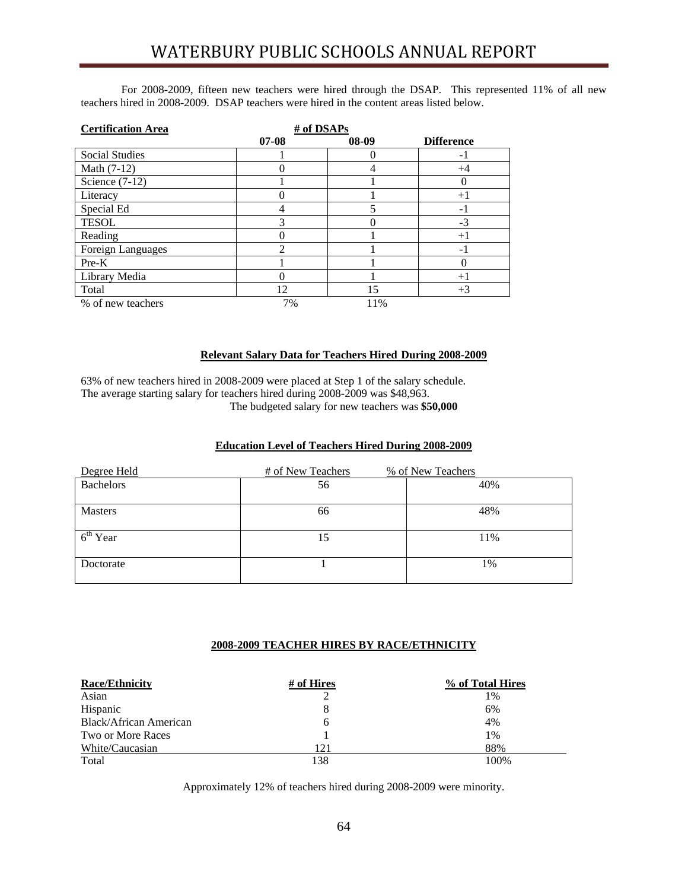For 2008-2009, fifteen new teachers were hired through the DSAP. This represented 11% of all new teachers hired in 2008-2009. DSAP teachers were hired in the content areas listed below.

| **Certification Area** | **# of DSAPs** | | |
|---|---|---|---|
| | **07-08** | **08-09** | **Difference** |
| Social Studies | 1 | 0 | -1 |
| Math (7-12) | 0 | 4 | +4 |
| Science (7-12) | 1 | 1 | 0 |
| Literacy | 0 | 1 | +1 |
| Special Ed | 4 | 5 | -1 |
| TESOL | 3 | 0 | -3 |
| Reading | 0 | 1 | +1 |
| Foreign Languages | 2 | 1 | -1 |
| Pre-K | 1 | 1 | 0 |
| Library Media | 0 | 1 | +1 |
| Total | 12 | 15 | +3 |
| % of new teachers | 7% | 11% | |

**Relevant Salary Data for Teachers Hired During 2008-2009**

63% of new teachers hired in 2008-2009 were placed at Step 1 of the salary schedule.
The average starting salary for teachers hired during 2008-2009 was $48,963.
The budgeted salary for new teachers was **$50,000**

**Education Level of Teachers Hired During 2008-2009**

| Degree Held | # of New Teachers | % of New Teachers |
|---|---|---|
| Bachelors | 56 | 40% |
| Masters | 66 | 48% |
| 6th Year | 15 | 11% |
| Doctorate | 1 | 1% |

**2008-2009 TEACHER HIRES BY RACE/ETHNICITY**

| **Race/Ethnicity** | **# of Hires** | **% of Total Hires** |
|---|---|---|
| Asian | 2 | 1% |
| Hispanic | 8 | 6% |
| Black/African American | 6 | 4% |
| Two or More Races | 1 | 1% |
| White/Caucasian | 121 | 88% |
| Total | 138 | 100% |

Approximately 12% of teachers hired during 2008-2009 were minority.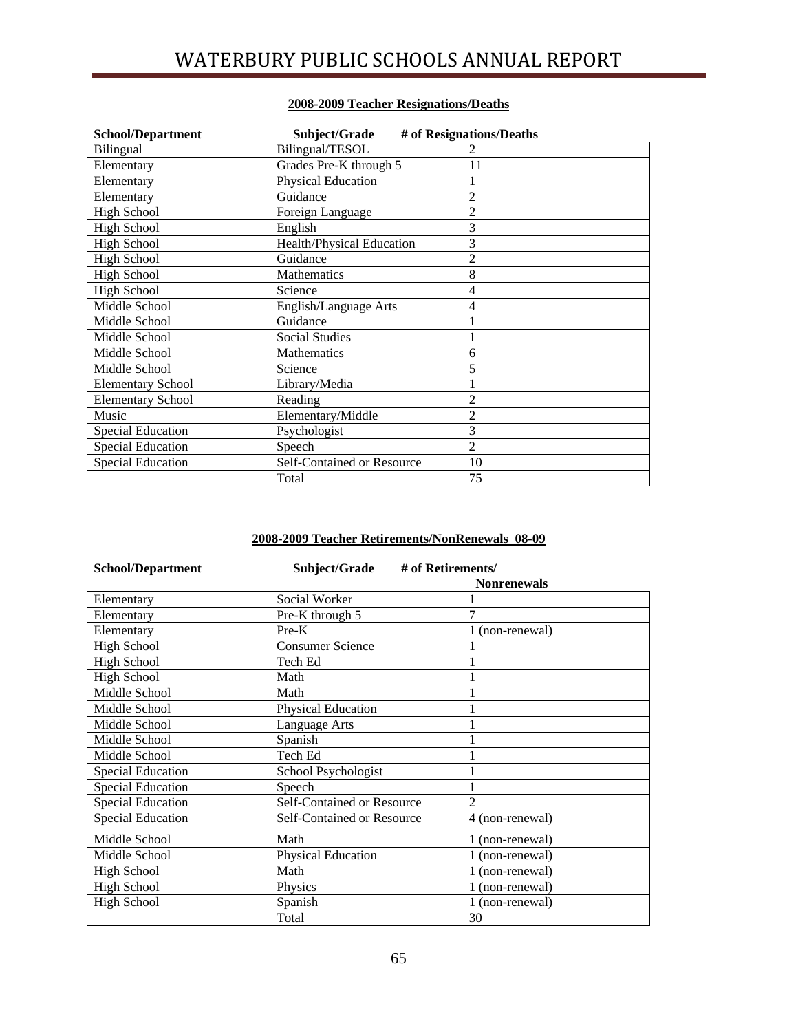## 2008-2009 Teacher Resignations/Deaths

| School/Department | Subject/Grade | # of Resignations/Deaths |
|---|---|---|
| Bilingual | Bilingual/TESOL | 2 |
| Elementary | Grades Pre-K through 5 | 11 |
| Elementary | Physical Education | 1 |
| Elementary | Guidance | 2 |
| High School | Foreign Language | 2 |
| High School | English | 3 |
| High School | Health/Physical Education | 3 |
| High School | Guidance | 2 |
| High School | Mathematics | 8 |
| High School | Science | 4 |
| Middle School | English/Language Arts | 4 |
| Middle School | Guidance | 1 |
| Middle School | Social Studies | 1 |
| Middle School | Mathematics | 6 |
| Middle School | Science | 5 |
| Elementary School | Library/Media | 1 |
| Elementary School | Reading | 2 |
| Music | Elementary/Middle | 2 |
| Special Education | Psychologist | 3 |
| Special Education | Speech | 2 |
| Special Education | Self-Contained or Resource | 10 |
| | Total | 75 |

## 2008-2009 Teacher Retirements/NonRenewals 08-09

| School/Department | Subject/Grade | # of Retirements/ Nonrenewals |
|---|---|---|
| Elementary | Social Worker | 1 |
| Elementary | Pre-K through 5 | 7 |
| Elementary | Pre-K | 1 (non-renewal) |
| High School | Consumer Science | 1 |
| High School | Tech Ed | 1 |
| High School | Math | 1 |
| Middle School | Math | 1 |
| Middle School | Physical Education | 1 |
| Middle School | Language Arts | 1 |
| Middle School | Spanish | 1 |
| Middle School | Tech Ed | 1 |
| Special Education | School Psychologist | 1 |
| Special Education | Speech | 1 |
| Special Education | Self-Contained or Resource | 2 |
| Special Education | Self-Contained or Resource | 4 (non-renewal) |
| Middle School | Math | 1 (non-renewal) |
| Middle School | Physical Education | 1 (non-renewal) |
| High School | Math | 1 (non-renewal) |
| High School | Physics | 1 (non-renewal) |
| High School | Spanish | 1 (non-renewal) |
| | Total | 30 |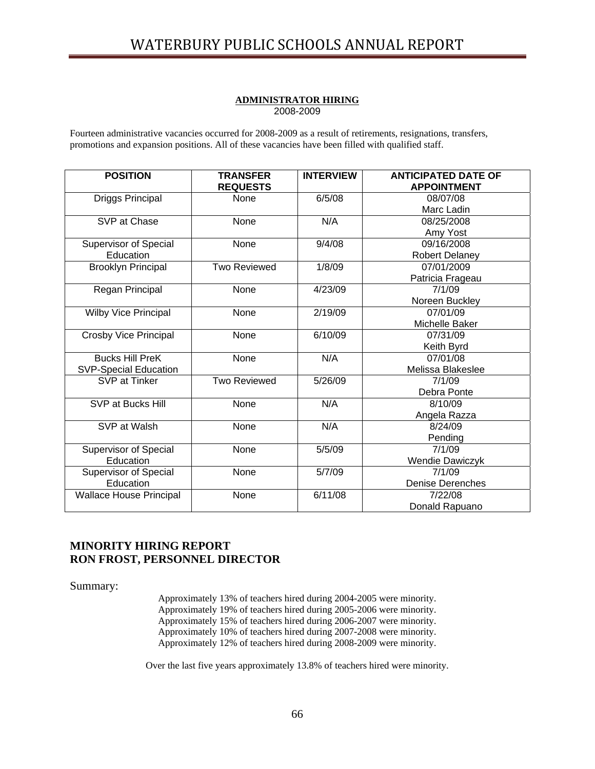## ADMINISTRATOR HIRING

2008-2009

Fourteen administrative vacancies occurred for 2008-2009 as a result of retirements, resignations, transfers, promotions and expansion positions. All of these vacancies have been filled with qualified staff.

| POSITION | TRANSFER REQUESTS | INTERVIEW | ANTICIPATED DATE OF APPOINTMENT |
|---|---|---|---|
| Driggs Principal | None | 6/5/08 | 08/07/08 Marc Ladin |
| SVP at Chase | None | N/A | 08/25/2008 Amy Yost |
| Supervisor of Special Education | None | 9/4/08 | 09/16/2008 Robert Delaney |
| Brooklyn Principal | Two Reviewed | 1/8/09 | 07/01/2009 Patricia Frageau |
| Regan Principal | None | 4/23/09 | 7/1/09 Noreen Buckley |
| Wilby Vice Principal | None | 2/19/09 | 07/01/09 Michelle Baker |
| Crosby Vice Principal | None | 6/10/09 | 07/31/09 Keith Byrd |
| Bucks Hill PreK SVP-Special Education | None | N/A | 07/01/08 Melissa Blakeslee |
| SVP at Tinker | Two Reviewed | 5/26/09 | 7/1/09 Debra Ponte |
| SVP at Bucks Hill | None | N/A | 8/10/09 Angela Razza |
| SVP at Walsh | None | N/A | 8/24/09 Pending |
| Supervisor of Special Education | None | 5/5/09 | 7/1/09 Wendie Dawiczyk |
| Supervisor of Special Education | None | 5/7/09 | 7/1/09 Denise Derenches |
| Wallace House Principal | None | 6/11/08 | 7/22/08 Donald Rapuano |

## MINORITY HIRING REPORT
## RON FROST, PERSONNEL DIRECTOR

Summary:

Approximately 13% of teachers hired during 2004-2005 were minority.
Approximately 19% of teachers hired during 2005-2006 were minority.
Approximately 15% of teachers hired during 2006-2007 were minority.
Approximately 10% of teachers hired during 2007-2008 were minority.
Approximately 12% of teachers hired during 2008-2009 were minority.

Over the last five years approximately 13.8% of teachers hired were minority.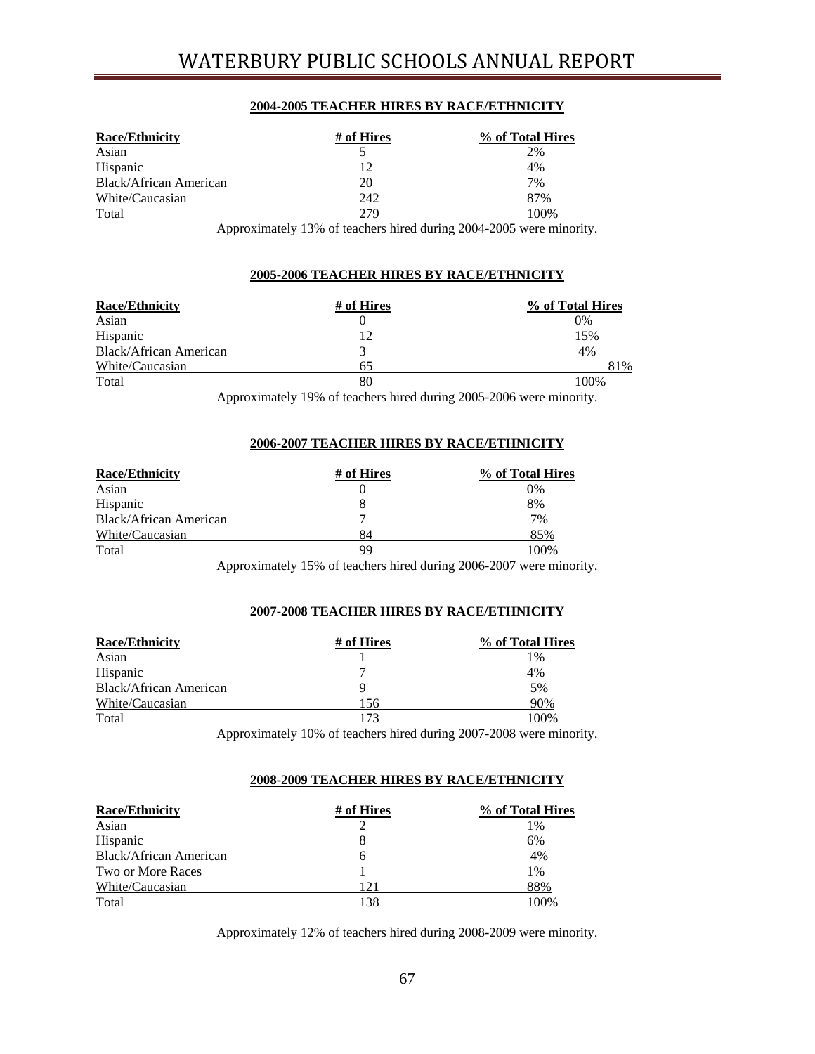## 2004-2005 TEACHER HIRES BY RACE/ETHNICITY

| Race/Ethnicity | # of Hires | % of Total Hires |
|---|---|---|
| Asian | 5 | 2% |
| Hispanic | 12 | 4% |
| Black/African American | 20 | 7% |
| White/Caucasian | 242 | 87% |
| Total | 279 | 100% |

Approximately 13% of teachers hired during 2004-2005 were minority.

## 2005-2006 TEACHER HIRES BY RACE/ETHNICITY

| Race/Ethnicity | # of Hires | % of Total Hires |
|---|---|---|
| Asian | 0 | 0% |
| Hispanic | 12 | 15% |
| Black/African American | 3 | 4% |
| White/Caucasian | 65 | 81% |
| Total | 80 | 100% |

Approximately 19% of teachers hired during 2005-2006 were minority.

## 2006-2007 TEACHER HIRES BY RACE/ETHNICITY

| Race/Ethnicity | # of Hires | % of Total Hires |
|---|---|---|
| Asian | 0 | 0% |
| Hispanic | 8 | 8% |
| Black/African American | 7 | 7% |
| White/Caucasian | 84 | 85% |
| Total | 99 | 100% |

Approximately 15% of teachers hired during 2006-2007 were minority.

## 2007-2008 TEACHER HIRES BY RACE/ETHNICITY

| Race/Ethnicity | # of Hires | % of Total Hires |
|---|---|---|
| Asian | 1 | 1% |
| Hispanic | 7 | 4% |
| Black/African American | 9 | 5% |
| White/Caucasian | 156 | 90% |
| Total | 173 | 100% |

Approximately 10% of teachers hired during 2007-2008 were minority.

## 2008-2009 TEACHER HIRES BY RACE/ETHNICITY

| Race/Ethnicity | # of Hires | % of Total Hires |
|---|---|---|
| Asian | 2 | 1% |
| Hispanic | 8 | 6% |
| Black/African American | 6 | 4% |
| Two or More Races | 1 | 1% |
| White/Caucasian | 121 | 88% |
| Total | 138 | 100% |

Approximately 12% of teachers hired during 2008-2009 were minority.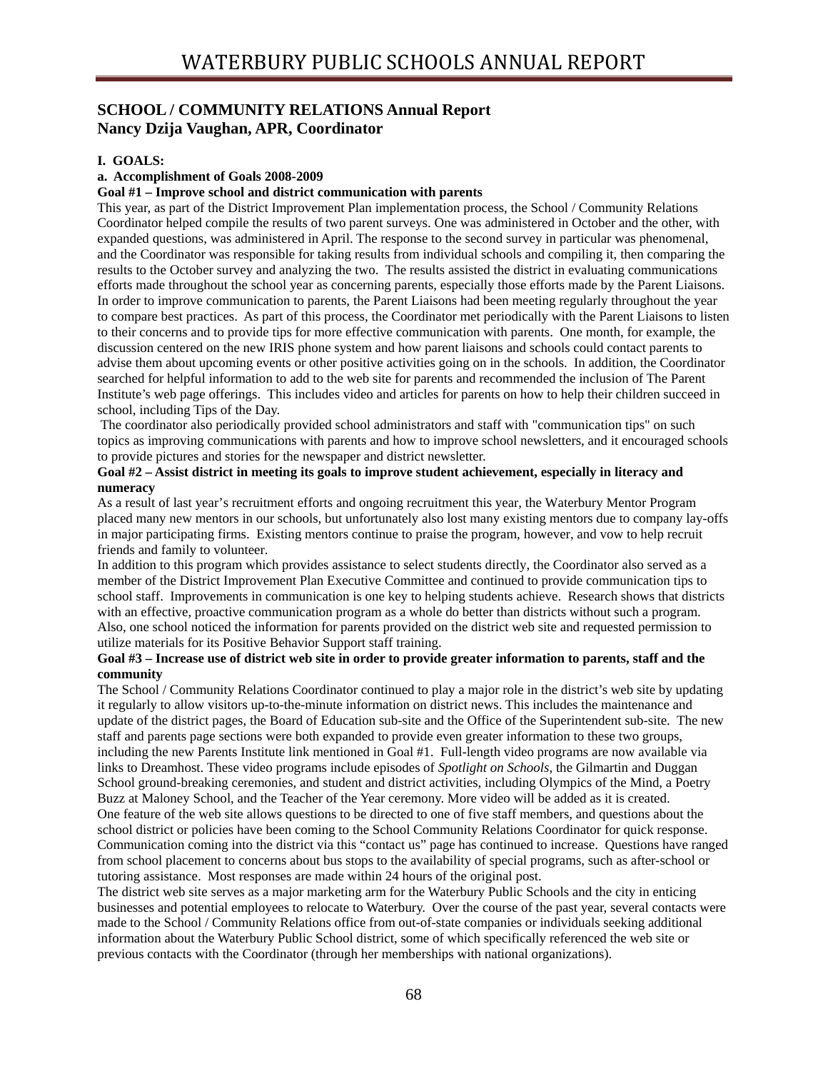## SCHOOL / COMMUNITY RELATIONS Annual Report
## Nancy Dzija Vaughan, APR, Coordinator

**I. GOALS:**

**a. Accomplishment of Goals 2008-2009**

**Goal #1 – Improve school and district communication with parents**

This year, as part of the District Improvement Plan implementation process, the School / Community Relations Coordinator helped compile the results of two parent surveys. One was administered in October and the other, with expanded questions, was administered in April. The response to the second survey in particular was phenomenal, and the Coordinator was responsible for taking results from individual schools and compiling it, then comparing the results to the October survey and analyzing the two. The results assisted the district in evaluating communications efforts made throughout the school year as concerning parents, especially those efforts made by the Parent Liaisons. In order to improve communication to parents, the Parent Liaisons had been meeting regularly throughout the year to compare best practices. As part of this process, the Coordinator met periodically with the Parent Liaisons to listen to their concerns and to provide tips for more effective communication with parents. One month, for example, the discussion centered on the new IRIS phone system and how parent liaisons and schools could contact parents to advise them about upcoming events or other positive activities going on in the schools. In addition, the Coordinator searched for helpful information to add to the web site for parents and recommended the inclusion of The Parent Institute's web page offerings. This includes video and articles for parents on how to help their children succeed in school, including Tips of the Day.

The coordinator also periodically provided school administrators and staff with "communication tips" on such topics as improving communications with parents and how to improve school newsletters, and it encouraged schools to provide pictures and stories for the newspaper and district newsletter.

**Goal #2 – Assist district in meeting its goals to improve student achievement, especially in literacy and numeracy**

As a result of last year's recruitment efforts and ongoing recruitment this year, the Waterbury Mentor Program placed many new mentors in our schools, but unfortunately also lost many existing mentors due to company lay-offs in major participating firms. Existing mentors continue to praise the program, however, and vow to help recruit friends and family to volunteer.

In addition to this program which provides assistance to select students directly, the Coordinator also served as a member of the District Improvement Plan Executive Committee and continued to provide communication tips to school staff. Improvements in communication is one key to helping students achieve. Research shows that districts with an effective, proactive communication program as a whole do better than districts without such a program. Also, one school noticed the information for parents provided on the district web site and requested permission to utilize materials for its Positive Behavior Support staff training.

**Goal #3 – Increase use of district web site in order to provide greater information to parents, staff and the community**

The School / Community Relations Coordinator continued to play a major role in the district's web site by updating it regularly to allow visitors up-to-the-minute information on district news. This includes the maintenance and update of the district pages, the Board of Education sub-site and the Office of the Superintendent sub-site. The new staff and parents page sections were both expanded to provide even greater information to these two groups, including the new Parents Institute link mentioned in Goal #1. Full-length video programs are now available via links to Dreamhost. These video programs include episodes of *Spotlight on Schools*, the Gilmartin and Duggan School ground-breaking ceremonies, and student and district activities, including Olympics of the Mind, a Poetry Buzz at Maloney School, and the Teacher of the Year ceremony. More video will be added as it is created.

One feature of the web site allows questions to be directed to one of five staff members, and questions about the school district or policies have been coming to the School Community Relations Coordinator for quick response. Communication coming into the district via this "contact us" page has continued to increase. Questions have ranged from school placement to concerns about bus stops to the availability of special programs, such as after-school or tutoring assistance. Most responses are made within 24 hours of the original post.

The district web site serves as a major marketing arm for the Waterbury Public Schools and the city in enticing businesses and potential employees to relocate to Waterbury. Over the course of the past year, several contacts were made to the School / Community Relations office from out-of-state companies or individuals seeking additional information about the Waterbury Public School district, some of which specifically referenced the web site or previous contacts with the Coordinator (through her memberships with national organizations).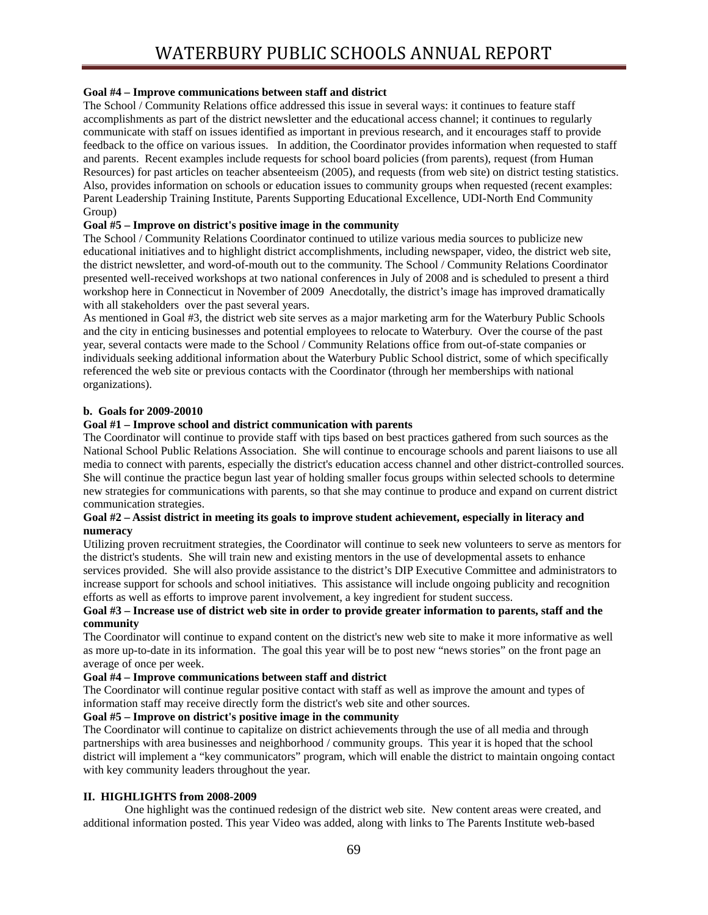**Goal #4 – Improve communications between staff and district**

The School / Community Relations office addressed this issue in several ways: it continues to feature staff accomplishments as part of the district newsletter and the educational access channel; it continues to regularly communicate with staff on issues identified as important in previous research, and it encourages staff to provide feedback to the office on various issues. In addition, the Coordinator provides information when requested to staff and parents. Recent examples include requests for school board policies (from parents), request (from Human Resources) for past articles on teacher absenteeism (2005), and requests (from web site) on district testing statistics. Also, provides information on schools or education issues to community groups when requested (recent examples: Parent Leadership Training Institute, Parents Supporting Educational Excellence, UDI-North End Community Group)

**Goal #5 – Improve on district's positive image in the community**

The School / Community Relations Coordinator continued to utilize various media sources to publicize new educational initiatives and to highlight district accomplishments, including newspaper, video, the district web site, the district newsletter, and word-of-mouth out to the community. The School / Community Relations Coordinator presented well-received workshops at two national conferences in July of 2008 and is scheduled to present a third workshop here in Connecticut in November of 2009 Anecdotally, the district's image has improved dramatically with all stakeholders over the past several years.

As mentioned in Goal #3, the district web site serves as a major marketing arm for the Waterbury Public Schools and the city in enticing businesses and potential employees to relocate to Waterbury. Over the course of the past year, several contacts were made to the School / Community Relations office from out-of-state companies or individuals seeking additional information about the Waterbury Public School district, some of which specifically referenced the web site or previous contacts with the Coordinator (through her memberships with national organizations).

**b. Goals for 2009-20010**

**Goal #1 – Improve school and district communication with parents**

The Coordinator will continue to provide staff with tips based on best practices gathered from such sources as the National School Public Relations Association. She will continue to encourage schools and parent liaisons to use all media to connect with parents, especially the district's education access channel and other district-controlled sources. She will continue the practice begun last year of holding smaller focus groups within selected schools to determine new strategies for communications with parents, so that she may continue to produce and expand on current district communication strategies.

**Goal #2 – Assist district in meeting its goals to improve student achievement, especially in literacy and numeracy**

Utilizing proven recruitment strategies, the Coordinator will continue to seek new volunteers to serve as mentors for the district's students. She will train new and existing mentors in the use of developmental assets to enhance services provided. She will also provide assistance to the district's DIP Executive Committee and administrators to increase support for schools and school initiatives. This assistance will include ongoing publicity and recognition efforts as well as efforts to improve parent involvement, a key ingredient for student success.

**Goal #3 – Increase use of district web site in order to provide greater information to parents, staff and the community**

The Coordinator will continue to expand content on the district's new web site to make it more informative as well as more up-to-date in its information. The goal this year will be to post new "news stories" on the front page an average of once per week.

**Goal #4 – Improve communications between staff and district**

The Coordinator will continue regular positive contact with staff as well as improve the amount and types of information staff may receive directly form the district's web site and other sources.

**Goal #5 – Improve on district's positive image in the community**

The Coordinator will continue to capitalize on district achievements through the use of all media and through partnerships with area businesses and neighborhood / community groups. This year it is hoped that the school district will implement a "key communicators" program, which will enable the district to maintain ongoing contact with key community leaders throughout the year.

**II. HIGHLIGHTS from 2008-2009**

One highlight was the continued redesign of the district web site. New content areas were created, and additional information posted. This year Video was added, along with links to The Parents Institute web-based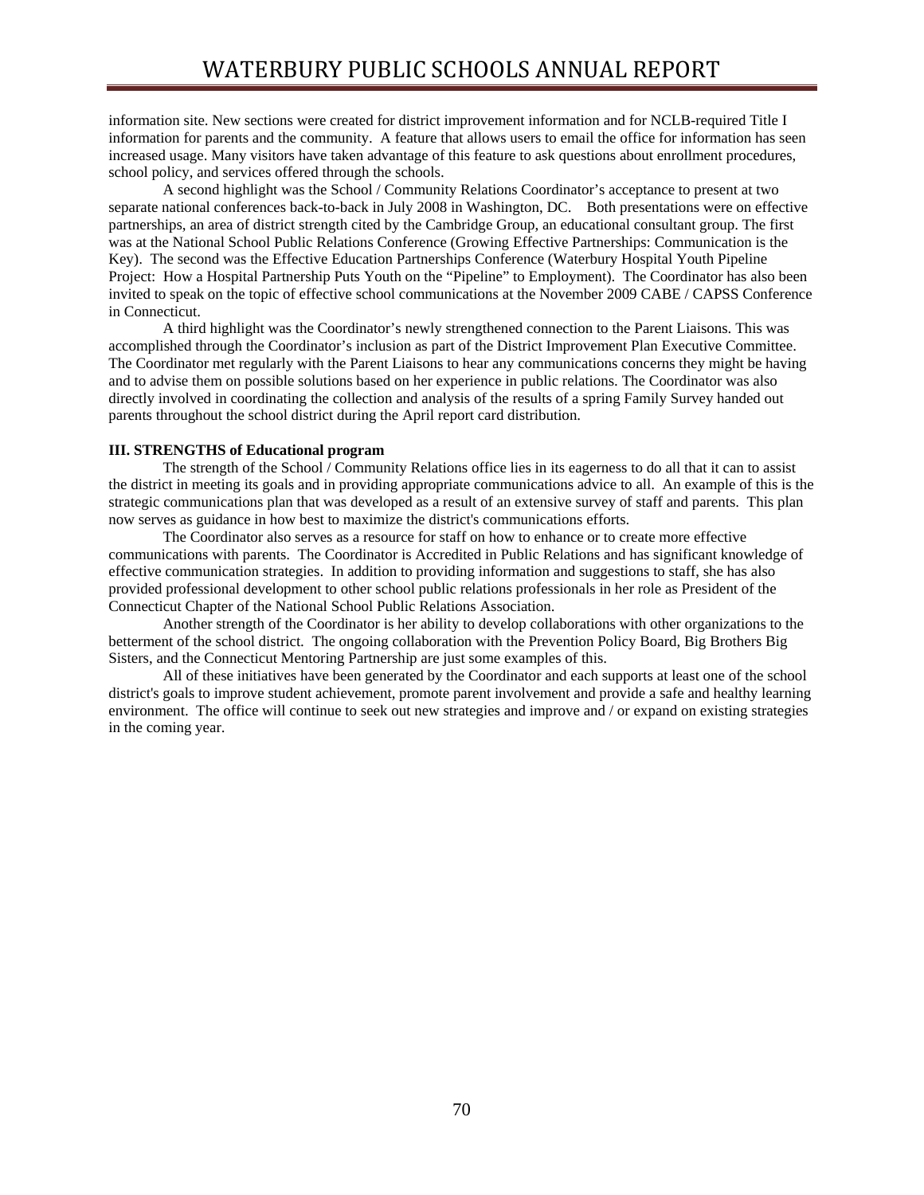information site. New sections were created for district improvement information and for NCLB-required Title I information for parents and the community. A feature that allows users to email the office for information has seen increased usage. Many visitors have taken advantage of this feature to ask questions about enrollment procedures, school policy, and services offered through the schools.

A second highlight was the School / Community Relations Coordinator's acceptance to present at two separate national conferences back-to-back in July 2008 in Washington, DC. Both presentations were on effective partnerships, an area of district strength cited by the Cambridge Group, an educational consultant group. The first was at the National School Public Relations Conference (Growing Effective Partnerships: Communication is the Key). The second was the Effective Education Partnerships Conference (Waterbury Hospital Youth Pipeline Project: How a Hospital Partnership Puts Youth on the "Pipeline" to Employment). The Coordinator has also been invited to speak on the topic of effective school communications at the November 2009 CABE / CAPSS Conference in Connecticut.

A third highlight was the Coordinator's newly strengthened connection to the Parent Liaisons. This was accomplished through the Coordinator's inclusion as part of the District Improvement Plan Executive Committee. The Coordinator met regularly with the Parent Liaisons to hear any communications concerns they might be having and to advise them on possible solutions based on her experience in public relations. The Coordinator was also directly involved in coordinating the collection and analysis of the results of a spring Family Survey handed out parents throughout the school district during the April report card distribution.

**III. STRENGTHS of Educational program**

The strength of the School / Community Relations office lies in its eagerness to do all that it can to assist the district in meeting its goals and in providing appropriate communications advice to all. An example of this is the strategic communications plan that was developed as a result of an extensive survey of staff and parents. This plan now serves as guidance in how best to maximize the district's communications efforts.

The Coordinator also serves as a resource for staff on how to enhance or to create more effective communications with parents. The Coordinator is Accredited in Public Relations and has significant knowledge of effective communication strategies. In addition to providing information and suggestions to staff, she has also provided professional development to other school public relations professionals in her role as President of the Connecticut Chapter of the National School Public Relations Association.

Another strength of the Coordinator is her ability to develop collaborations with other organizations to the betterment of the school district. The ongoing collaboration with the Prevention Policy Board, Big Brothers Big Sisters, and the Connecticut Mentoring Partnership are just some examples of this.

All of these initiatives have been generated by the Coordinator and each supports at least one of the school district's goals to improve student achievement, promote parent involvement and provide a safe and healthy learning environment. The office will continue to seek out new strategies and improve and / or expand on existing strategies in the coming year.